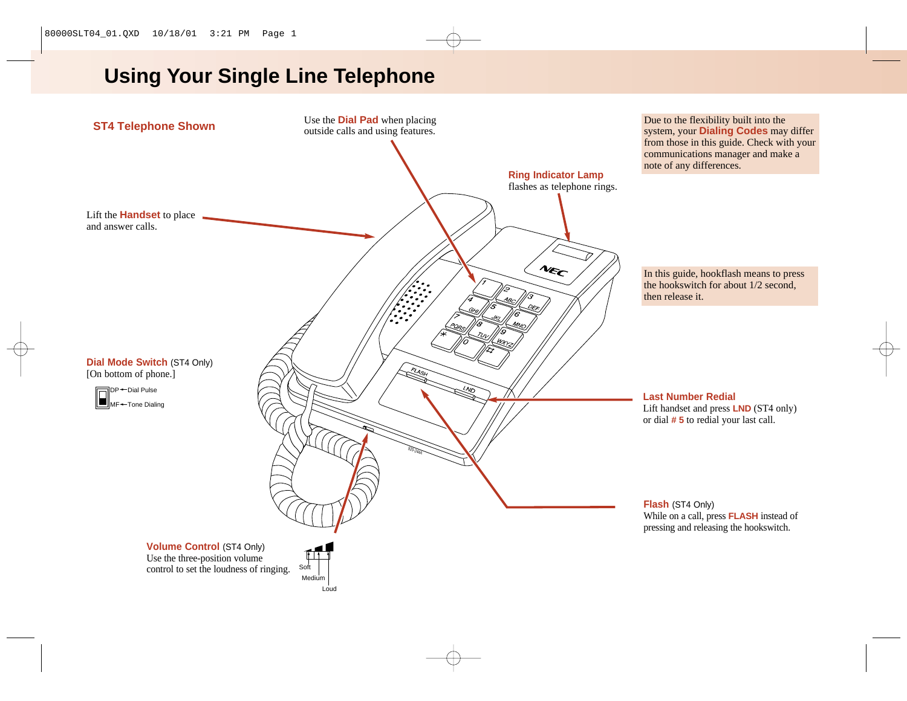# Using Your Single Line Telephone

## ST4 Telephone Shown

Use the **Dial Pad** when placing outside calls and using features.

Due to the flexibility built into the system, your **Dialing Codes** may differ from those in this guide. Check with your communications manager and make a note of any differences.

**Ring Indicator Lamp** flashes as telephone rings.

Lift the **Handset** to place and answer calls.

In this guide, hookflash means to press the hookswitch for about 1/2 second, then release it.

**Dial Mode Switch** (ST4 Only)
[On bottom of phone.]

DP ← Dial Pulse
MF ← Tone Dialing

**Last Number Redial**
Lift handset and press **LND** (ST4 only) or dial **# 5** to redial your last call.

**Flash** (ST4 Only)
While on a call, press **FLASH** instead of pressing and releasing the hookswitch.

**Volume Control** (ST4 Only)
Use the three-position volume control to set the loudness of ringing.

Soft
Medium
Loud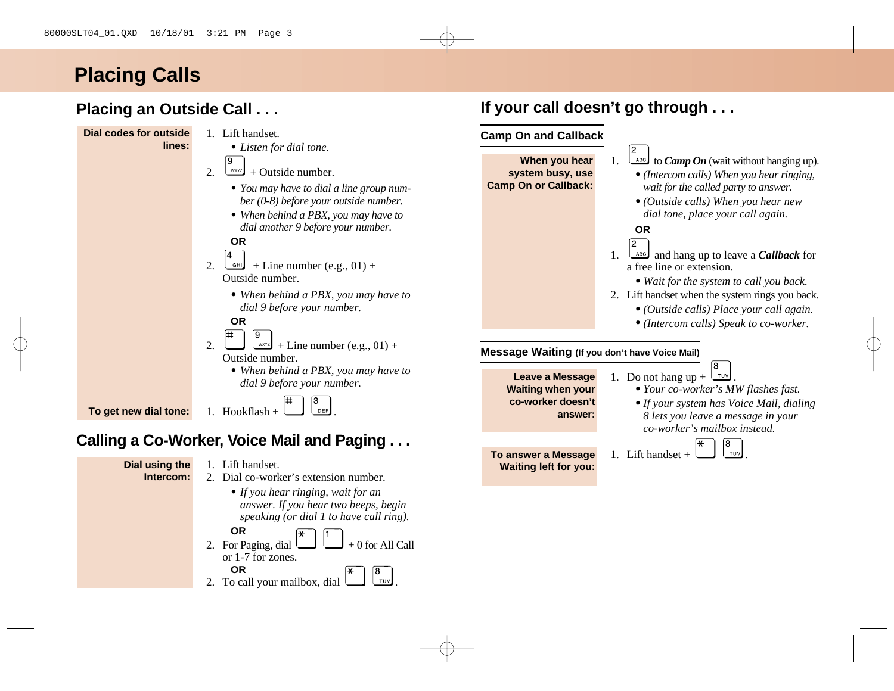# Placing Calls

## Placing an Outside Call . . .

**Dial codes for outside lines:**

1. Lift handset.
   - *Listen for dial tone.*
2. [9 WXYZ] + Outside number.
   - *You may have to dial a line group number (0-8) before your outside number.*
   - *When behind a PBX, you may have to dial another 9 before your number.*

**OR**

2. [4 GHI] + Line number (e.g., 01) + Outside number.
   - *When behind a PBX, you may have to dial 9 before your number.*

**OR**

2. [#] [9 WXYZ] + Line number (e.g., 01) + Outside number.
   - *When behind a PBX, you may have to dial 9 before your number.*

**To get new dial tone:**

1. Hookflash + [#] [3 DEF].

## Calling a Co-Worker, Voice Mail and Paging . . .

**Dial using the Intercom:**

1. Lift handset.
2. Dial co-worker's extension number.
   - *If you hear ringing, wait for an answer. If you hear two beeps, begin speaking (or dial 1 to have call ring).*

**OR**

2. For Paging, dial [*] [1] + 0 for All Call or 1-7 for zones.

**OR**

2. To call your mailbox, dial [*] [8 TUV].

## If your call doesn't go through . . .

### Camp On and Callback

**When you hear system busy, use Camp On or Callback:**

1. [2 ABC] to ***Camp On*** (wait without hanging up).
   - *(Intercom calls) When you hear ringing, wait for the called party to answer.*
   - *(Outside calls) When you hear new dial tone, place your call again.*

**OR**

1. [2 ABC] and hang up to leave a ***Callback*** for a free line or extension.
   - *Wait for the system to call you back.*
2. Lift handset when the system rings you back.
   - *(Outside calls) Place your call again.*
   - *(Intercom calls) Speak to co-worker.*

### Message Waiting (If you don't have Voice Mail)

**Leave a Message Waiting when your co-worker doesn't answer:**

1. Do not hang up + [8 TUV].
   - *Your co-worker's MW flashes fast.*
   - *If your system has Voice Mail, dialing 8 lets you leave a message in your co-worker's mailbox instead.*

**To answer a Message Waiting left for you:**

1. Lift handset + [*] [8 TUV].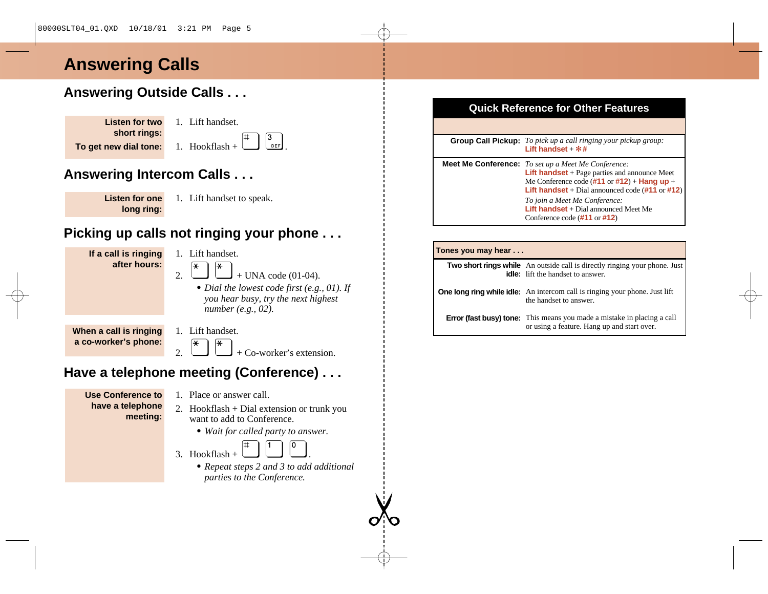# Answering Calls

## Answering Outside Calls . . .

**Listen for two short rings:**

1. Lift handset.

**To get new dial tone:**

1. Hookflash + # 3.

## Answering Intercom Calls . . .

**Listen for one long ring:**

1. Lift handset to speak.

## Picking up calls not ringing your phone . . .

**If a call is ringing after hours:**

1. Lift handset.
2. * * + UNA code (01-04).
   - *Dial the lowest code first (e.g., 01). If you hear busy, try the next highest number (e.g., 02).*

**When a call is ringing a co-worker's phone:**

1. Lift handset.
2. * * + Co-worker's extension.

## Have a telephone meeting (Conference) . . .

**Use Conference to have a telephone meeting:**

1. Place or answer call.
2. Hookflash + Dial extension or trunk you want to add to Conference.
   - *Wait for called party to answer.*
3. Hookflash + # 1 0.
   - *Repeat steps 2 and 3 to add additional parties to the Conference.*

## Quick Reference for Other Features

| | |
|---|---|
| **Group Call Pickup:** | *To pick up a call ringing your pickup group:*<br>**Lift handset** + **✻#** |
| **Meet Me Conference:** | *To set up a Meet Me Conference:*<br>**Lift handset** + Page parties and announce Meet Me Conference code (**#11** or **#12**) + **Hang up** + **Lift handset** + Dial announced code (**#11** or **#12**)<br>*To join a Meet Me Conference:*<br>**Lift handset** + Dial announced Meet Me Conference code (**#11** or **#12**) |

| Tones you may hear . . . | |
|---|---|
| **Two short rings while idle:** | An outside call is directly ringing your phone. Just lift the handset to answer. |
| **One long ring while idle:** | An intercom call is ringing your phone. Just lift the handset to answer. |
| **Error (fast busy) tone:** | This means you made a mistake in placing a call or using a feature. Hang up and start over. |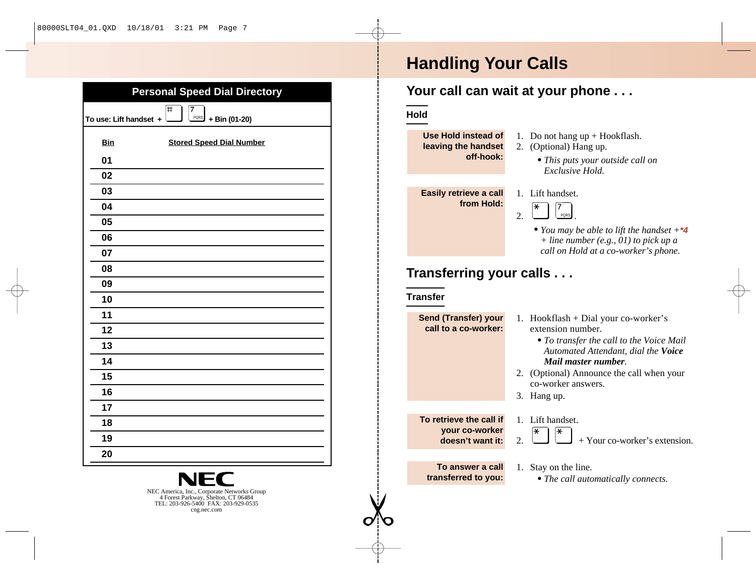## Personal Speed Dial Directory

To use: Lift handset + # 7 PQRS + Bin (01-20)

| Bin | Stored Speed Dial Number |
|---|---|
| 01 | |
| 02 | |
| 03 | |
| 04 | |
| 05 | |
| 06 | |
| 07 | |
| 08 | |
| 09 | |
| 10 | |
| 11 | |
| 12 | |
| 13 | |
| 14 | |
| 15 | |
| 16 | |
| 17 | |
| 18 | |
| 19 | |
| 20 | |

NEC

NEC America, Inc., Corporate Networks Group
4 Forest Parkway, Shelton, CT 06484
TEL: 203-926-5400 FAX: 203-929-0535
cng.nec.com

# Handling Your Calls

## Your call can wait at your phone . . .

### Hold

**Use Hold instead of leaving the handset off-hook:**

1. Do not hang up + Hookflash.
2. (Optional) Hang up.
   - *This puts your outside call on Exclusive Hold.*

**Easily retrieve a call from Hold:**

1. Lift handset.
2. * 7 PQRS.
   - *You may be able to lift the handset +**\*4** + line number (e.g., 01) to pick up a call on Hold at a co-worker's phone.*

## Transferring your calls . . .

### Transfer

**Send (Transfer) your call to a co-worker:**

1. Hookflash + Dial your co-worker's extension number.
   - *To transfer the call to the Voice Mail Automated Attendant, dial the **Voice Mail master number**.*
2. (Optional) Announce the call when your co-worker answers.
3. Hang up.

**To retrieve the call if your co-worker doesn't want it:**

1. Lift handset.
2. * * + Your co-worker's extension.

**To answer a call transferred to you:**

1. Stay on the line.
   - *The call automatically connects.*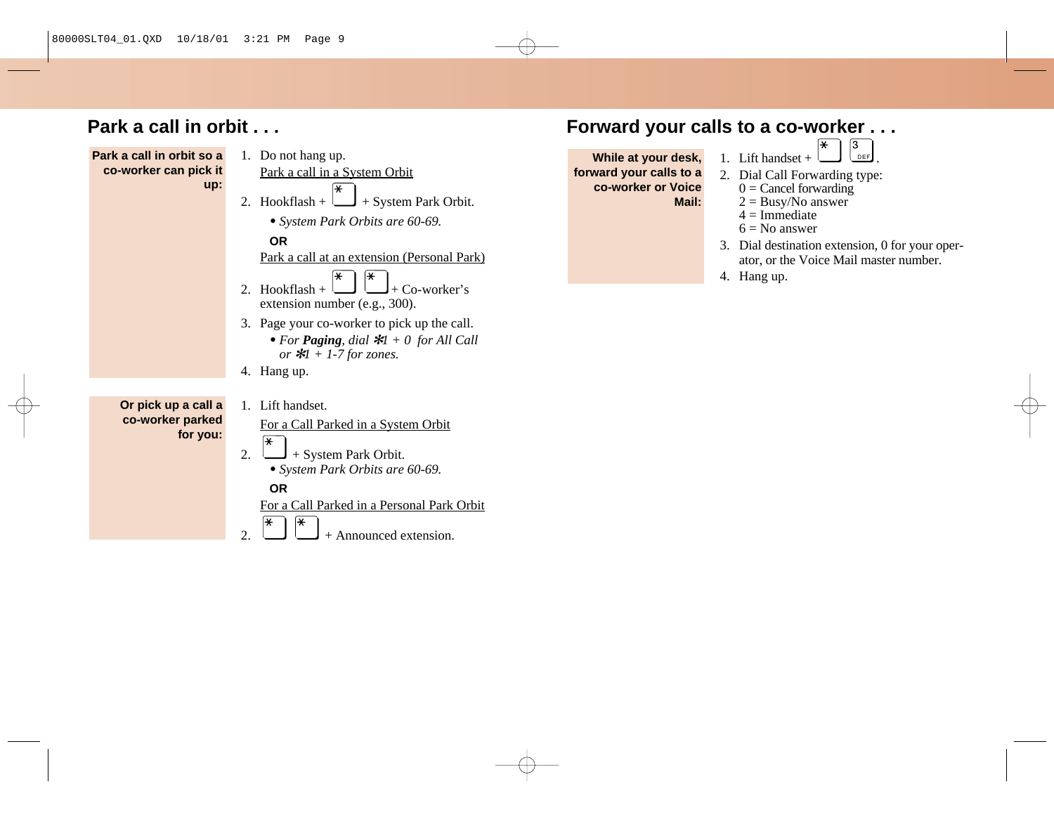## Park a call in orbit . . .

**Park a call in orbit so a co-worker can pick it up:**

1. Do not hang up.

   Park a call in a System Orbit

2. Hookflash + [*] + System Park Orbit.
   - *System Park Orbits are 60-69.*

   **OR**

   Park a call at an extension (Personal Park)

2. Hookflash + [*] [*] + Co-worker's extension number (e.g., 300).
3. Page your co-worker to pick up the call.
   - *For **Paging**, dial ✻1 + 0 for All Call or ✻1 + 1-7 for zones.*
4. Hang up.

**Or pick up a call a co-worker parked for you:**

1. Lift handset.

   For a Call Parked in a System Orbit

2. [*] + System Park Orbit.
   - *System Park Orbits are 60-69.*

   **OR**

   For a Call Parked in a Personal Park Orbit

2. [*] [*] + Announced extension.

## Forward your calls to a co-worker . . .

**While at your desk, forward your calls to a co-worker or Voice Mail:**

1. Lift handset + [*] [3 DEF].
2. Dial Call Forwarding type:
   0 = Cancel forwarding
   2 = Busy/No answer
   4 = Immediate
   6 = No answer
3. Dial destination extension, 0 for your operator, or the Voice Mail master number.
4. Hang up.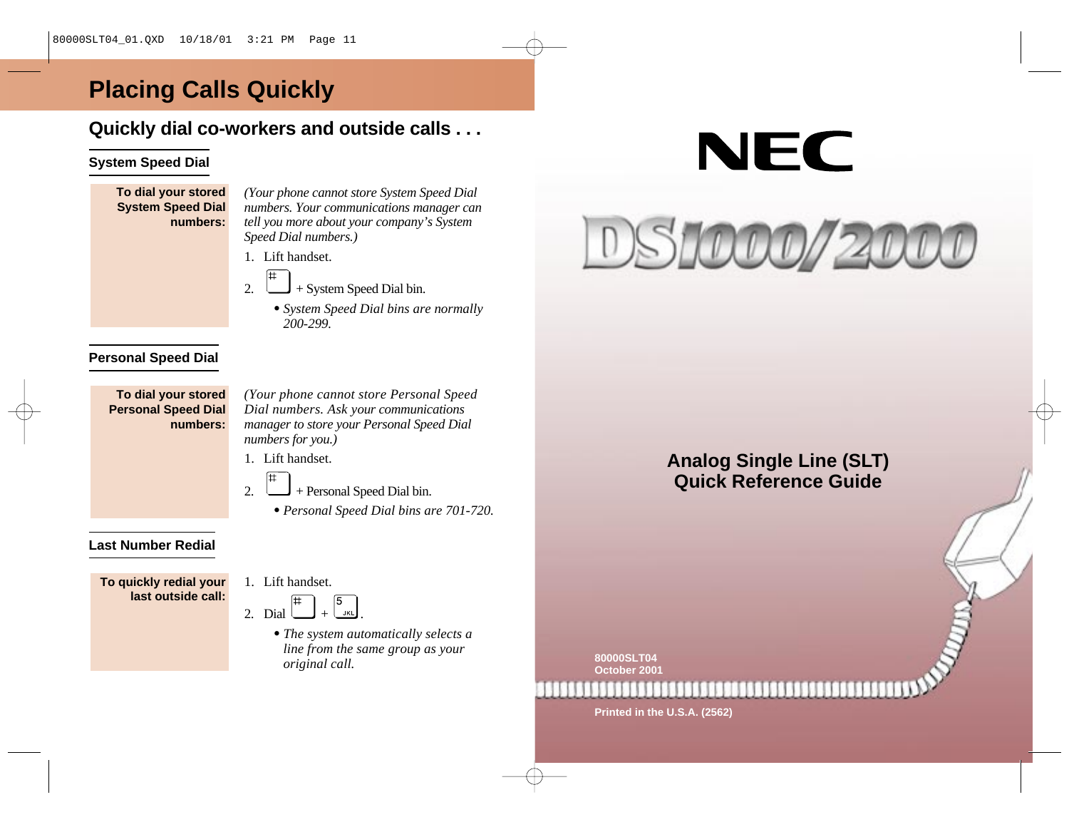# Placing Calls Quickly

## Quickly dial co-workers and outside calls . . .

### System Speed Dial

**To dial your stored System Speed Dial numbers:**

*(Your phone cannot store System Speed Dial numbers. Your communications manager can tell you more about your company's System Speed Dial numbers.)*

1. Lift handset.
2. # + System Speed Dial bin.
   - *System Speed Dial bins are normally 200-299.*

### Personal Speed Dial

**To dial your stored Personal Speed Dial numbers:**

*(Your phone cannot store Personal Speed Dial numbers. Ask your communications manager to store your Personal Speed Dial numbers for you.)*

1. Lift handset.
2. # + Personal Speed Dial bin.
   - *Personal Speed Dial bins are 701-720.*

### Last Number Redial

**To quickly redial your last outside call:**

1. Lift handset.
2. Dial # + 5 JKL.
   - *The system automatically selects a line from the same group as your original call.*

NEC

DS1000/2000

## Analog Single Line (SLT) Quick Reference Guide

**80000SLT04**
**October 2001**

**Printed in the U.S.A. (2562)**